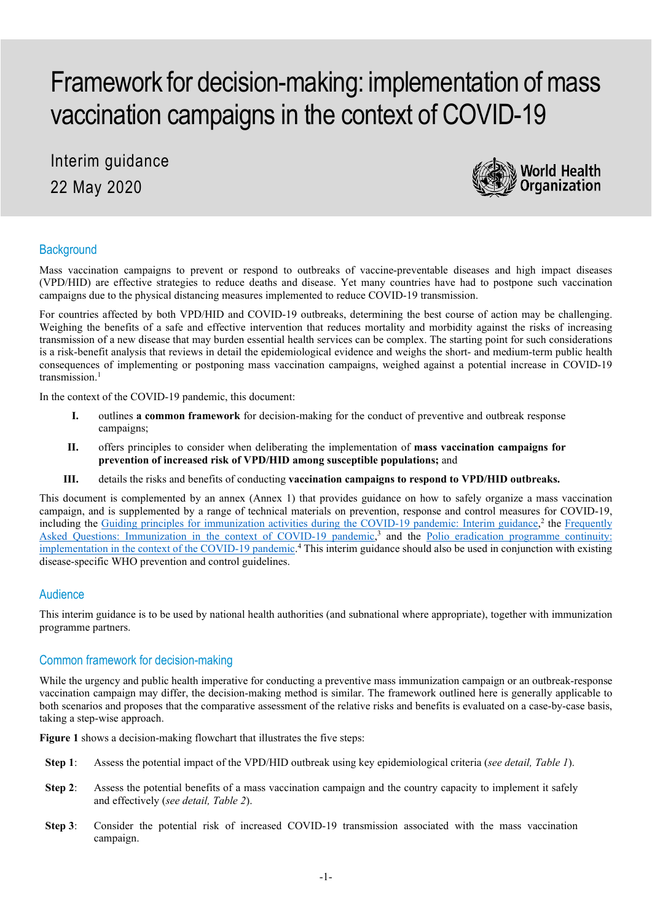# Framework for decision-making: implementation of mass vaccination campaigns in the context of COVID-19

Interim guidance
22 May 2020

## Background

Mass vaccination campaigns to prevent or respond to outbreaks of vaccine-preventable diseases and high impact diseases (VPD/HID) are effective strategies to reduce deaths and disease. Yet many countries have had to postpone such vaccination campaigns due to the physical distancing measures implemented to reduce COVID-19 transmission.

For countries affected by both VPD/HID and COVID-19 outbreaks, determining the best course of action may be challenging. Weighing the benefits of a safe and effective intervention that reduces mortality and morbidity against the risks of increasing transmission of a new disease that may burden essential health services can be complex. The starting point for such considerations is a risk-benefit analysis that reviews in detail the epidemiological evidence and weighs the short- and medium-term public health consequences of implementing or postponing mass vaccination campaigns, weighed against a potential increase in COVID-19 transmission.[1]

In the context of the COVID-19 pandemic, this document:

I. outlines **a common framework** for decision-making for the conduct of preventive and outbreak response campaigns;

II. offers principles to consider when deliberating the implementation of **mass vaccination campaigns for prevention of increased risk of VPD/HID among susceptible populations;** and

III. details the risks and benefits of conducting **vaccination campaigns to respond to VPD/HID outbreaks.**

This document is complemented by an annex (Annex 1) that provides guidance on how to safely organize a mass vaccination campaign, and is supplemented by a range of technical materials on prevention, response and control measures for COVID-19, including the Guiding principles for immunization activities during the COVID-19 pandemic: Interim guidance,[2] the Frequently Asked Questions: Immunization in the context of COVID-19 pandemic,[3] and the Polio eradication programme continuity: implementation in the context of the COVID-19 pandemic.[4] This interim guidance should also be used in conjunction with existing disease-specific WHO prevention and control guidelines.

## Audience

This interim guidance is to be used by national health authorities (and subnational where appropriate), together with immunization programme partners.

## Common framework for decision-making

While the urgency and public health imperative for conducting a preventive mass immunization campaign or an outbreak-response vaccination campaign may differ, the decision-making method is similar. The framework outlined here is generally applicable to both scenarios and proposes that the comparative assessment of the relative risks and benefits is evaluated on a case-by-case basis, taking a step-wise approach.

**Figure 1** shows a decision-making flowchart that illustrates the five steps:

**Step 1**: Assess the potential impact of the VPD/HID outbreak using key epidemiological criteria (*see detail, Table 1*).

**Step 2**: Assess the potential benefits of a mass vaccination campaign and the country capacity to implement it safely and effectively (*see detail, Table 2*).

**Step 3**: Consider the potential risk of increased COVID-19 transmission associated with the mass vaccination campaign.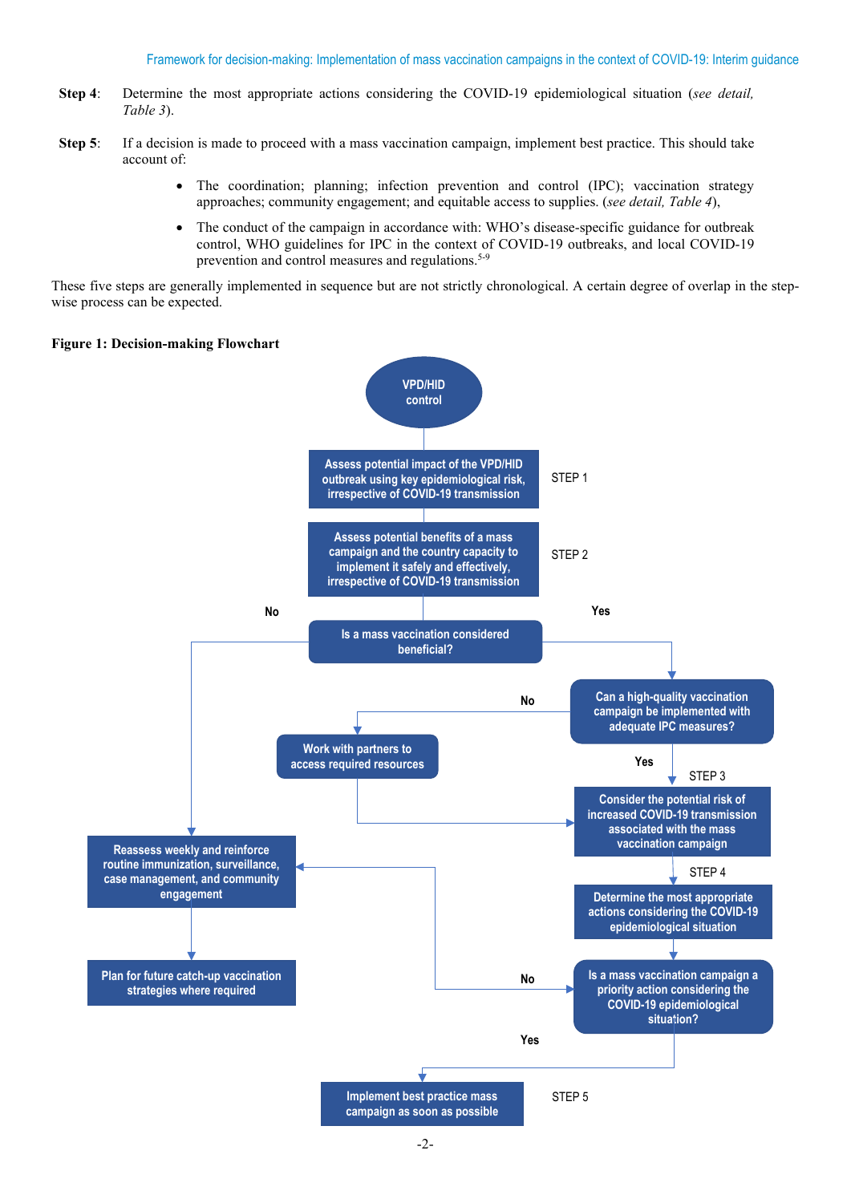**Step 4**: Determine the most appropriate actions considering the COVID-19 epidemiological situation (*see detail, Table 3*).

**Step 5**: If a decision is made to proceed with a mass vaccination campaign, implement best practice. This should take account of:

- The coordination; planning; infection prevention and control (IPC); vaccination strategy approaches; community engagement; and equitable access to supplies. (*see detail, Table 4*),
- The conduct of the campaign in accordance with: WHO's disease-specific guidance for outbreak control, WHO guidelines for IPC in the context of COVID-19 outbreaks, and local COVID-19 prevention and control measures and regulations.[5-9]

These five steps are generally implemented in sequence but are not strictly chronological. A certain degree of overlap in the step-wise process can be expected.

**Figure 1: Decision-making Flowchart**

VPD/HID control

STEP 1: Assess potential impact of the VPD/HID outbreak using key epidemiological risk, irrespective of COVID-19 transmission

STEP 2: Assess potential benefits of a mass campaign and the country capacity to implement it safely and effectively, irrespective of COVID-19 transmission

Is a mass vaccination considered beneficial?

- No → Reassess weekly and reinforce routine immunization, surveillance, case management, and community engagement → Plan for future catch-up vaccination strategies where required
- Yes → Can a high-quality vaccination campaign be implemented with adequate IPC measures?
  - No → Work with partners to access required resources → (STEP 3)
  - Yes → STEP 3: Consider the potential risk of increased COVID-19 transmission associated with the mass vaccination campaign

STEP 4: Determine the most appropriate actions considering the COVID-19 epidemiological situation

Is a mass vaccination campaign a priority action considering the COVID-19 epidemiological situation?

- No → Reassess weekly and reinforce routine immunization, surveillance, case management, and community engagement
- Yes → STEP 5: Implement best practice mass campaign as soon as possible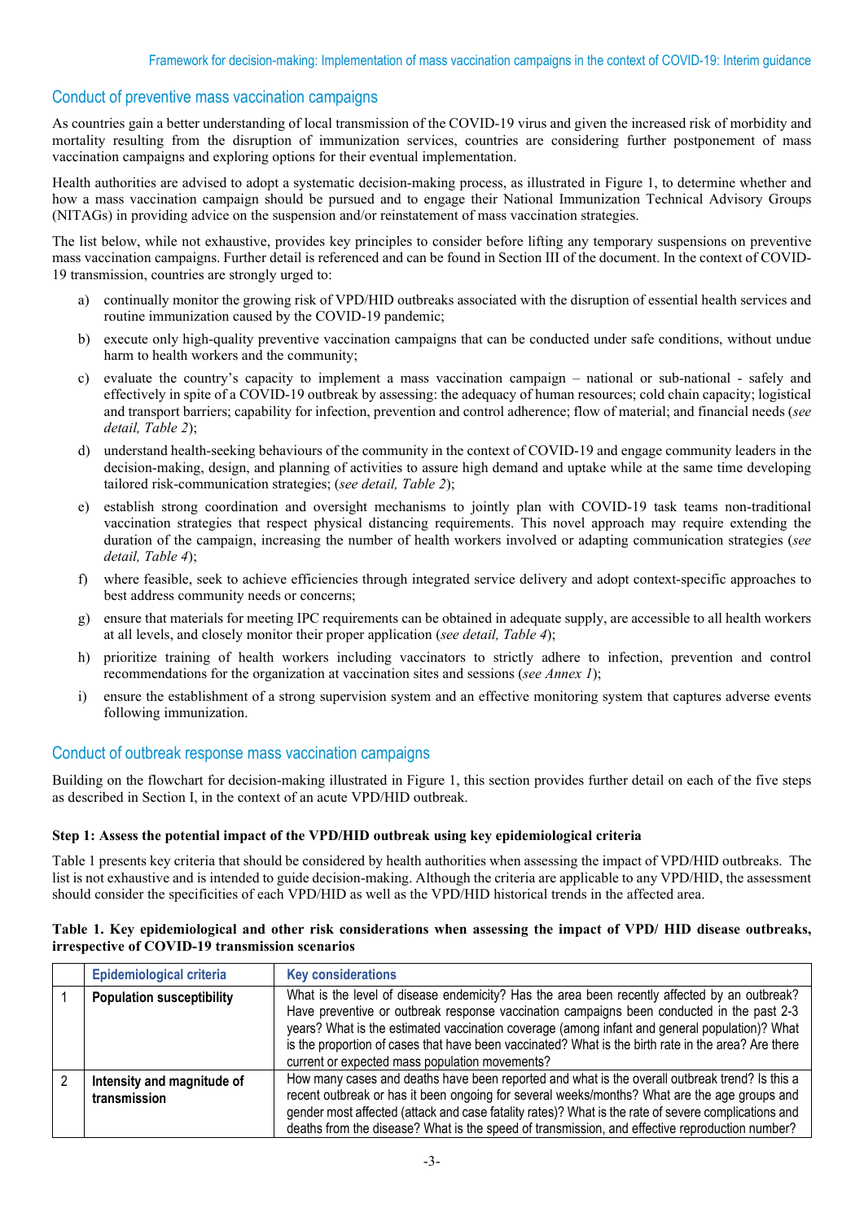## Conduct of preventive mass vaccination campaigns

As countries gain a better understanding of local transmission of the COVID-19 virus and given the increased risk of morbidity and mortality resulting from the disruption of immunization services, countries are considering further postponement of mass vaccination campaigns and exploring options for their eventual implementation.

Health authorities are advised to adopt a systematic decision-making process, as illustrated in Figure 1, to determine whether and how a mass vaccination campaign should be pursued and to engage their National Immunization Technical Advisory Groups (NITAGs) in providing advice on the suspension and/or reinstatement of mass vaccination strategies.

The list below, while not exhaustive, provides key principles to consider before lifting any temporary suspensions on preventive mass vaccination campaigns. Further detail is referenced and can be found in Section III of the document. In the context of COVID-19 transmission, countries are strongly urged to:

a) continually monitor the growing risk of VPD/HID outbreaks associated with the disruption of essential health services and routine immunization caused by the COVID-19 pandemic;

b) execute only high-quality preventive vaccination campaigns that can be conducted under safe conditions, without undue harm to health workers and the community;

c) evaluate the country's capacity to implement a mass vaccination campaign – national or sub-national - safely and effectively in spite of a COVID-19 outbreak by assessing: the adequacy of human resources; cold chain capacity; logistical and transport barriers; capability for infection, prevention and control adherence; flow of material; and financial needs (*see detail, Table 2*);

d) understand health-seeking behaviours of the community in the context of COVID-19 and engage community leaders in the decision-making, design, and planning of activities to assure high demand and uptake while at the same time developing tailored risk-communication strategies; (*see detail, Table 2*);

e) establish strong coordination and oversight mechanisms to jointly plan with COVID-19 task teams non-traditional vaccination strategies that respect physical distancing requirements. This novel approach may require extending the duration of the campaign, increasing the number of health workers involved or adapting communication strategies (*see detail, Table 4*);

f) where feasible, seek to achieve efficiencies through integrated service delivery and adopt context-specific approaches to best address community needs or concerns;

g) ensure that materials for meeting IPC requirements can be obtained in adequate supply, are accessible to all health workers at all levels, and closely monitor their proper application (*see detail, Table 4*);

h) prioritize training of health workers including vaccinators to strictly adhere to infection, prevention and control recommendations for the organization at vaccination sites and sessions (*see Annex 1*);

i) ensure the establishment of a strong supervision system and an effective monitoring system that captures adverse events following immunization.

## Conduct of outbreak response mass vaccination campaigns

Building on the flowchart for decision-making illustrated in Figure 1, this section provides further detail on each of the five steps as described in Section I, in the context of an acute VPD/HID outbreak.

**Step 1: Assess the potential impact of the VPD/HID outbreak using key epidemiological criteria**

Table 1 presents key criteria that should be considered by health authorities when assessing the impact of VPD/HID outbreaks. The list is not exhaustive and is intended to guide decision-making. Although the criteria are applicable to any VPD/HID, the assessment should consider the specificities of each VPD/HID as well as the VPD/HID historical trends in the affected area.

**Table 1. Key epidemiological and other risk considerations when assessing the impact of VPD/ HID disease outbreaks, irrespective of COVID-19 transmission scenarios**

| | Epidemiological criteria | Key considerations |
|---|---|---|
| 1 | **Population susceptibility** | What is the level of disease endemicity? Has the area been recently affected by an outbreak? Have preventive or outbreak response vaccination campaigns been conducted in the past 2-3 years? What is the estimated vaccination coverage (among infant and general population)? What is the proportion of cases that have been vaccinated? What is the birth rate in the area? Are there current or expected mass population movements? |
| 2 | **Intensity and magnitude of transmission** | How many cases and deaths have been reported and what is the overall outbreak trend? Is this a recent outbreak or has it been ongoing for several weeks/months? What are the age groups and gender most affected (attack and case fatality rates)? What is the rate of severe complications and deaths from the disease? What is the speed of transmission, and effective reproduction number? |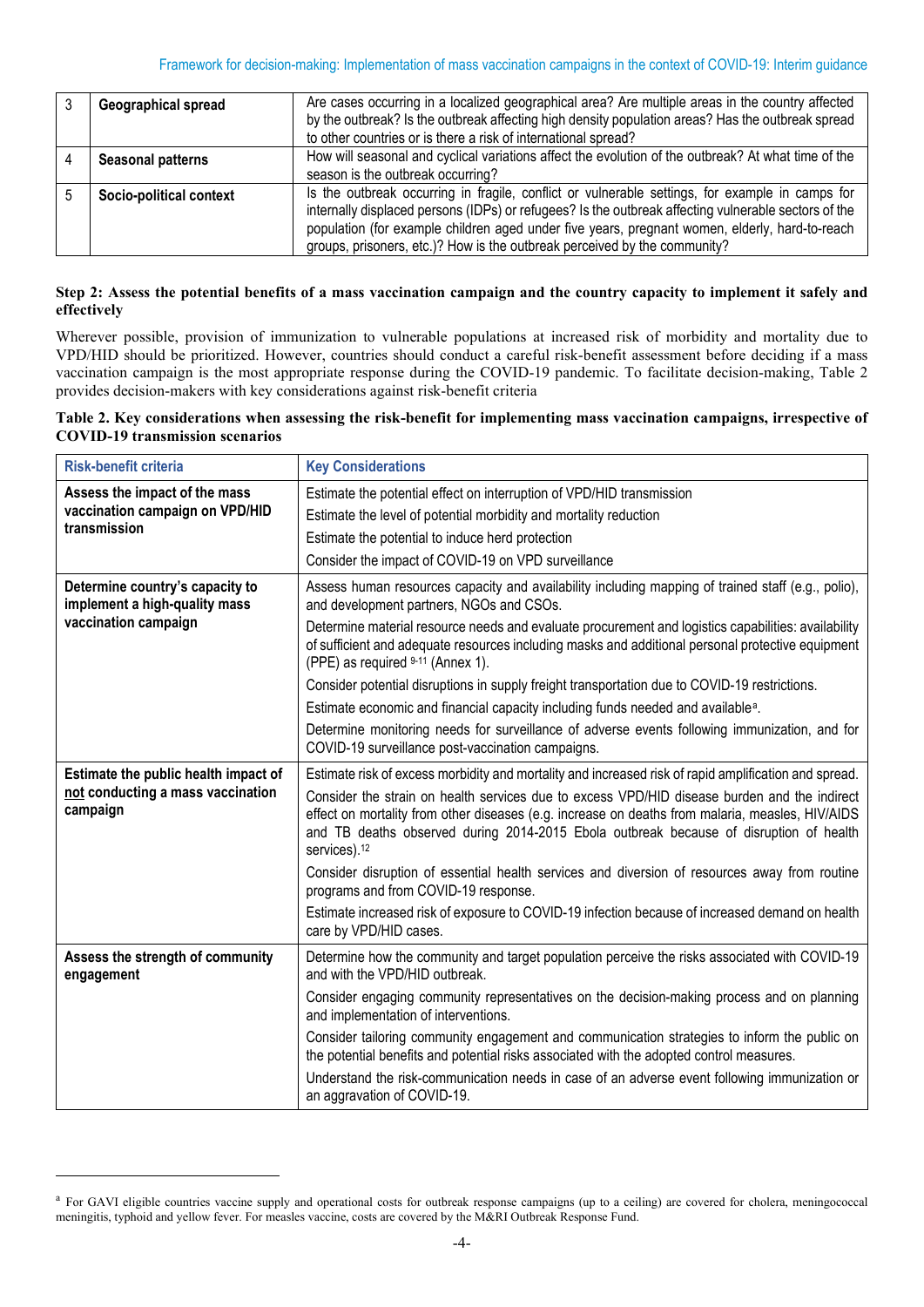| 3 | **Geographical spread** | Are cases occurring in a localized geographical area? Are multiple areas in the country affected by the outbreak? Is the outbreak affecting high density population areas? Has the outbreak spread to other countries or is there a risk of international spread? |
|---|---|---|
| 4 | **Seasonal patterns** | How will seasonal and cyclical variations affect the evolution of the outbreak? At what time of the season is the outbreak occurring? |
| 5 | **Socio-political context** | Is the outbreak occurring in fragile, conflict or vulnerable settings, for example in camps for internally displaced persons (IDPs) or refugees? Is the outbreak affecting vulnerable sectors of the population (for example children aged under five years, pregnant women, elderly, hard-to-reach groups, prisoners, etc.)? How is the outbreak perceived by the community? |

### Step 2: Assess the potential benefits of a mass vaccination campaign and the country capacity to implement it safely and effectively

Wherever possible, provision of immunization to vulnerable populations at increased risk of morbidity and mortality due to VPD/HID should be prioritized. However, countries should conduct a careful risk-benefit assessment before deciding if a mass vaccination campaign is the most appropriate response during the COVID-19 pandemic. To facilitate decision-making, Table 2 provides decision-makers with key considerations against risk-benefit criteria

**Table 2. Key considerations when assessing the risk-benefit for implementing mass vaccination campaigns, irrespective of COVID-19 transmission scenarios**

| Risk-benefit criteria | Key Considerations |
|---|---|
| **Assess the impact of the mass vaccination campaign on VPD/HID transmission** | Estimate the potential effect on interruption of VPD/HID transmission<br>Estimate the level of potential morbidity and mortality reduction<br>Estimate the potential to induce herd protection<br>Consider the impact of COVID-19 on VPD surveillance |
| **Determine country's capacity to implement a high-quality mass vaccination campaign** | Assess human resources capacity and availability including mapping of trained staff (e.g., polio), and development partners, NGOs and CSOs.<br>Determine material resource needs and evaluate procurement and logistics capabilities: availability of sufficient and adequate resources including masks and additional personal protective equipment (PPE) as required [9-11] (Annex 1).<br>Consider potential disruptions in supply freight transportation due to COVID-19 restrictions.<br>Estimate economic and financial capacity including funds needed and available[a].<br>Determine monitoring needs for surveillance of adverse events following immunization, and for COVID-19 surveillance post-vaccination campaigns. |
| **Estimate the public health impact of <u>not</u> conducting a mass vaccination campaign** | Estimate risk of excess morbidity and mortality and increased risk of rapid amplification and spread.<br>Consider the strain on health services due to excess VPD/HID disease burden and the indirect effect on mortality from other diseases (e.g. increase on deaths from malaria, measles, HIV/AIDS and TB deaths observed during 2014-2015 Ebola outbreak because of disruption of health services).[12]<br>Consider disruption of essential health services and diversion of resources away from routine programs and from COVID-19 response.<br>Estimate increased risk of exposure to COVID-19 infection because of increased demand on health care by VPD/HID cases. |
| **Assess the strength of community engagement** | Determine how the community and target population perceive the risks associated with COVID-19 and with the VPD/HID outbreak.<br>Consider engaging community representatives on the decision-making process and on planning and implementation of interventions.<br>Consider tailoring community engagement and communication strategies to inform the public on the potential benefits and potential risks associated with the adopted control measures.<br>Understand the risk-communication needs in case of an adverse event following immunization or an aggravation of COVID-19. |

[a] For GAVI eligible countries vaccine supply and operational costs for outbreak response campaigns (up to a ceiling) are covered for cholera, meningococcal meningitis, typhoid and yellow fever. For measles vaccine, costs are covered by the M&RI Outbreak Response Fund.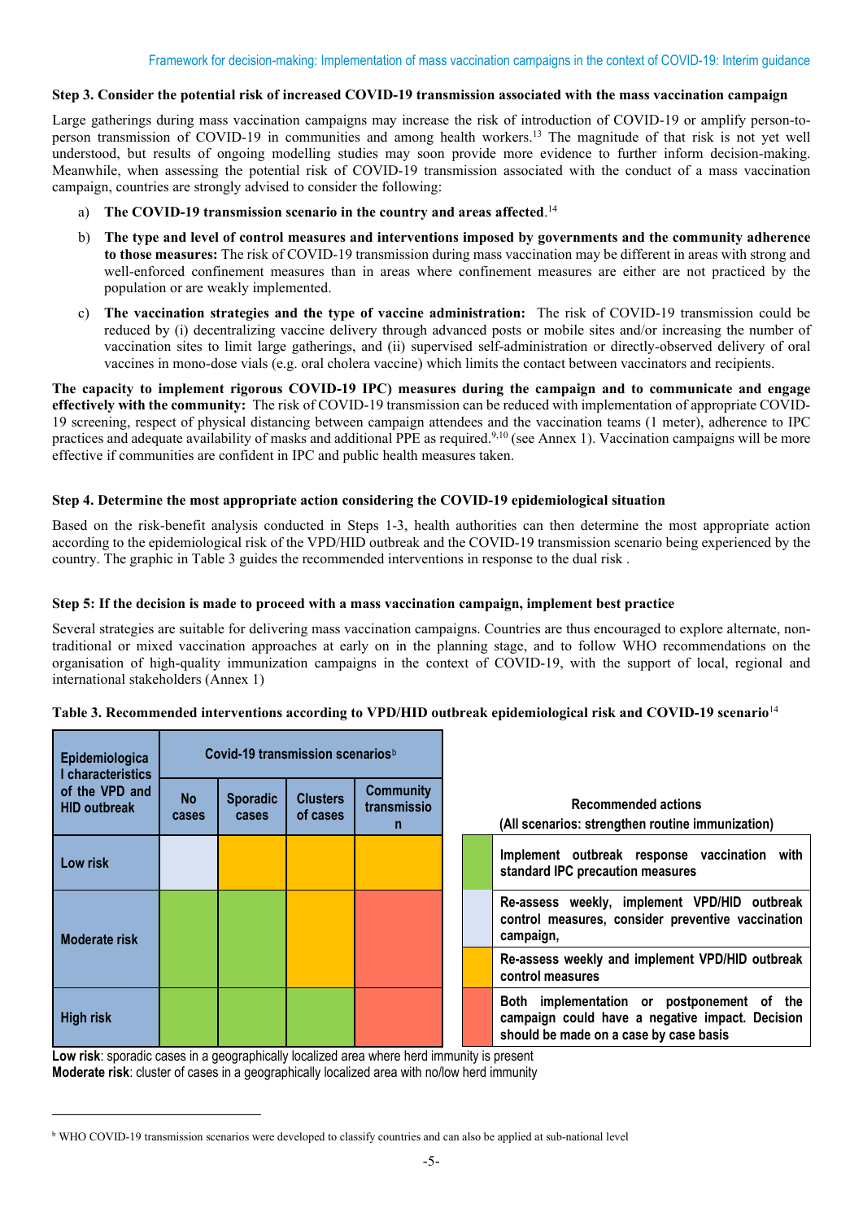### Step 3. Consider the potential risk of increased COVID-19 transmission associated with the mass vaccination campaign

Large gatherings during mass vaccination campaigns may increase the risk of introduction of COVID-19 or amplify person-to-person transmission of COVID-19 in communities and among health workers.[13] The magnitude of that risk is not yet well understood, but results of ongoing modelling studies may soon provide more evidence to further inform decision-making. Meanwhile, when assessing the potential risk of COVID-19 transmission associated with the conduct of a mass vaccination campaign, countries are strongly advised to consider the following:

a) **The COVID-19 transmission scenario in the country and areas affected**.[14]

b) **The type and level of control measures and interventions imposed by governments and the community adherence to those measures:** The risk of COVID-19 transmission during mass vaccination may be different in areas with strong and well-enforced confinement measures than in areas where confinement measures are either are not practiced by the population or are weakly implemented.

c) **The vaccination strategies and the type of vaccine administration:** The risk of COVID-19 transmission could be reduced by (i) decentralizing vaccine delivery through advanced posts or mobile sites and/or increasing the number of vaccination sites to limit large gatherings, and (ii) supervised self-administration or directly-observed delivery of oral vaccines in mono-dose vials (e.g. oral cholera vaccine) which limits the contact between vaccinators and recipients.

**The capacity to implement rigorous COVID-19 IPC) measures during the campaign and to communicate and engage effectively with the community:** The risk of COVID-19 transmission can be reduced with implementation of appropriate COVID-19 screening, respect of physical distancing between campaign attendees and the vaccination teams (1 meter), adherence to IPC practices and adequate availability of masks and additional PPE as required.[9,10] (see Annex 1). Vaccination campaigns will be more effective if communities are confident in IPC and public health measures taken.

### Step 4. Determine the most appropriate action considering the COVID-19 epidemiological situation

Based on the risk-benefit analysis conducted in Steps 1-3, health authorities can then determine the most appropriate action according to the epidemiological risk of the VPD/HID outbreak and the COVID-19 transmission scenario being experienced by the country. The graphic in Table 3 guides the recommended interventions in response to the dual risk .

### Step 5: If the decision is made to proceed with a mass vaccination campaign, implement best practice

Several strategies are suitable for delivering mass vaccination campaigns. Countries are thus encouraged to explore alternate, non-traditional or mixed vaccination approaches at early on in the planning stage, and to follow WHO recommendations on the organisation of high-quality immunization campaigns in the context of COVID-19, with the support of local, regional and international stakeholders (Annex 1)

**Table 3. Recommended interventions according to VPD/HID outbreak epidemiological risk and COVID-19 scenario**[14]

| Epidemiological characteristics of the VPD and HID outbreak | Covid-19 transmission scenarios[b] | | | |
|---|---|---|---|---|
| | No cases | Sporadic cases | Clusters of cases | Community transmission |
| **Low risk** | Light blue | Yellow | Yellow | Yellow |
| **Moderate risk** | Green | Green | Yellow | Red |
| **High risk** | Green | Green | Green | Red |

| Colour | Recommended actions (All scenarios: strengthen routine immunization) |
|---|---|
| Green | Implement outbreak response vaccination with standard IPC precaution measures |
| Light blue | Re-assess weekly, implement VPD/HID outbreak control measures, consider preventive vaccination campaign, |
| Yellow | Re-assess weekly and implement VPD/HID outbreak control measures |
| Red | Both implementation or postponement of the campaign could have a negative impact. Decision should be made on a case by case basis |

**Low risk**: sporadic cases in a geographically localized area where herd immunity is present
**Moderate risk**: cluster of cases in a geographically localized area with no/low herd immunity

---

[b] WHO COVID-19 transmission scenarios were developed to classify countries and can also be applied at sub-national level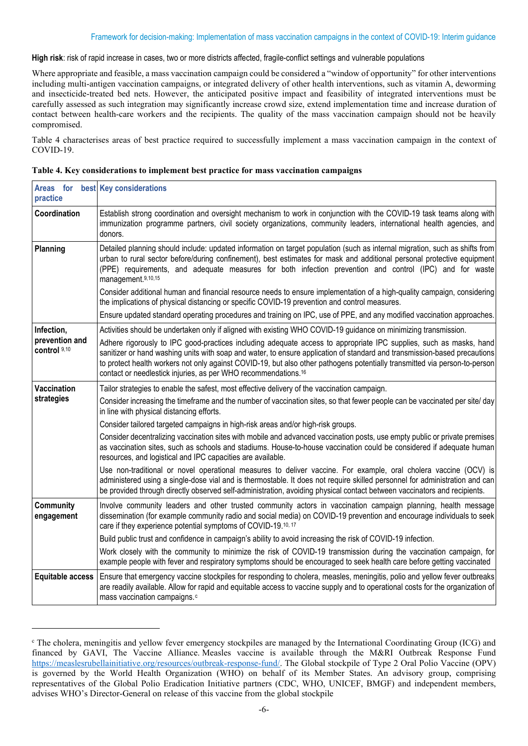**High risk**: risk of rapid increase in cases, two or more districts affected, fragile-conflict settings and vulnerable populations

Where appropriate and feasible, a mass vaccination campaign could be considered a "window of opportunity" for other interventions including multi-antigen vaccination campaigns, or integrated delivery of other health interventions, such as vitamin A, deworming and insecticide-treated bed nets. However, the anticipated positive impact and feasibility of integrated interventions must be carefully assessed as such integration may significantly increase crowd size, extend implementation time and increase duration of contact between health-care workers and the recipients. The quality of the mass vaccination campaign should not be heavily compromised.

Table 4 characterises areas of best practice required to successfully implement a mass vaccination campaign in the context of COVID-19.

**Table 4. Key considerations to implement best practice for mass vaccination campaigns**

| Areas for best practice | Key considerations |
|---|---|
| **Coordination** | Establish strong coordination and oversight mechanism to work in conjunction with the COVID-19 task teams along with immunization programme partners, civil society organizations, community leaders, international health agencies, and donors. |
| **Planning** | Detailed planning should include: updated information on target population (such as internal migration, such as shifts from urban to rural sector before/during confinement), best estimates for mask and additional personal protective equipment (PPE) requirements, and adequate measures for both infection prevention and control (IPC) and for waste management.[9,10,15]<br><br>Consider additional human and financial resource needs to ensure implementation of a high-quality campaign, considering the implications of physical distancing or specific COVID-19 prevention and control measures.<br><br>Ensure updated standard operating procedures and training on IPC, use of PPE, and any modified vaccination approaches. |
| **Infection, prevention and control** [9,10] | Activities should be undertaken only if aligned with existing WHO COVID-19 guidance on minimizing transmission.<br><br>Adhere rigorously to IPC good-practices including adequate access to appropriate IPC supplies, such as masks, hand sanitizer or hand washing units with soap and water, to ensure application of standard and transmission-based precautions to protect health workers not only against COVID-19, but also other pathogens potentially transmitted via person-to-person contact or needlestick injuries, as per WHO recommendations.[16] |
| **Vaccination strategies** | Tailor strategies to enable the safest, most effective delivery of the vaccination campaign.<br><br>Consider increasing the timeframe and the number of vaccination sites, so that fewer people can be vaccinated per site/ day in line with physical distancing efforts.<br><br>Consider tailored targeted campaigns in high-risk areas and/or high-risk groups.<br><br>Consider decentralizing vaccination sites with mobile and advanced vaccination posts, use empty public or private premises as vaccination sites, such as schools and stadiums. House-to-house vaccination could be considered if adequate human resources, and logistical and IPC capacities are available.<br><br>Use non-traditional or novel operational measures to deliver vaccine. For example, oral cholera vaccine (OCV) is administered using a single-dose vial and is thermostable. It does not require skilled personnel for administration and can be provided through directly observed self-administration, avoiding physical contact between vaccinators and recipients. |
| **Community engagement** | Involve community leaders and other trusted community actors in vaccination campaign planning, health message dissemination (for example community radio and social media) on COVID-19 prevention and encourage individuals to seek care if they experience potential symptoms of COVID-19.[10, 17]<br><br>Build public trust and confidence in campaign's ability to avoid increasing the risk of COVID-19 infection.<br><br>Work closely with the community to minimize the risk of COVID-19 transmission during the vaccination campaign, for example people with fever and respiratory symptoms should be encouraged to seek health care before getting vaccinated |
| **Equitable access** | Ensure that emergency vaccine stockpiles for responding to cholera, measles, meningitis, polio and yellow fever outbreaks are readily available. Allow for rapid and equitable access to vaccine supply and to operational costs for the organization of mass vaccination campaigns.[c] |

[c] The cholera, meningitis and yellow fever emergency stockpiles are managed by the International Coordinating Group (ICG) and financed by GAVI, The Vaccine Alliance. Measles vaccine is available through the M&RI Outbreak Response Fund https://measlesrubellainitiative.org/resources/outbreak-response-fund/. The Global stockpile of Type 2 Oral Polio Vaccine (OPV) is governed by the World Health Organization (WHO) on behalf of its Member States. An advisory group, comprising representatives of the Global Polio Eradication Initiative partners (CDC, WHO, UNICEF, BMGF) and independent members, advises WHO's Director-General on release of this vaccine from the global stockpile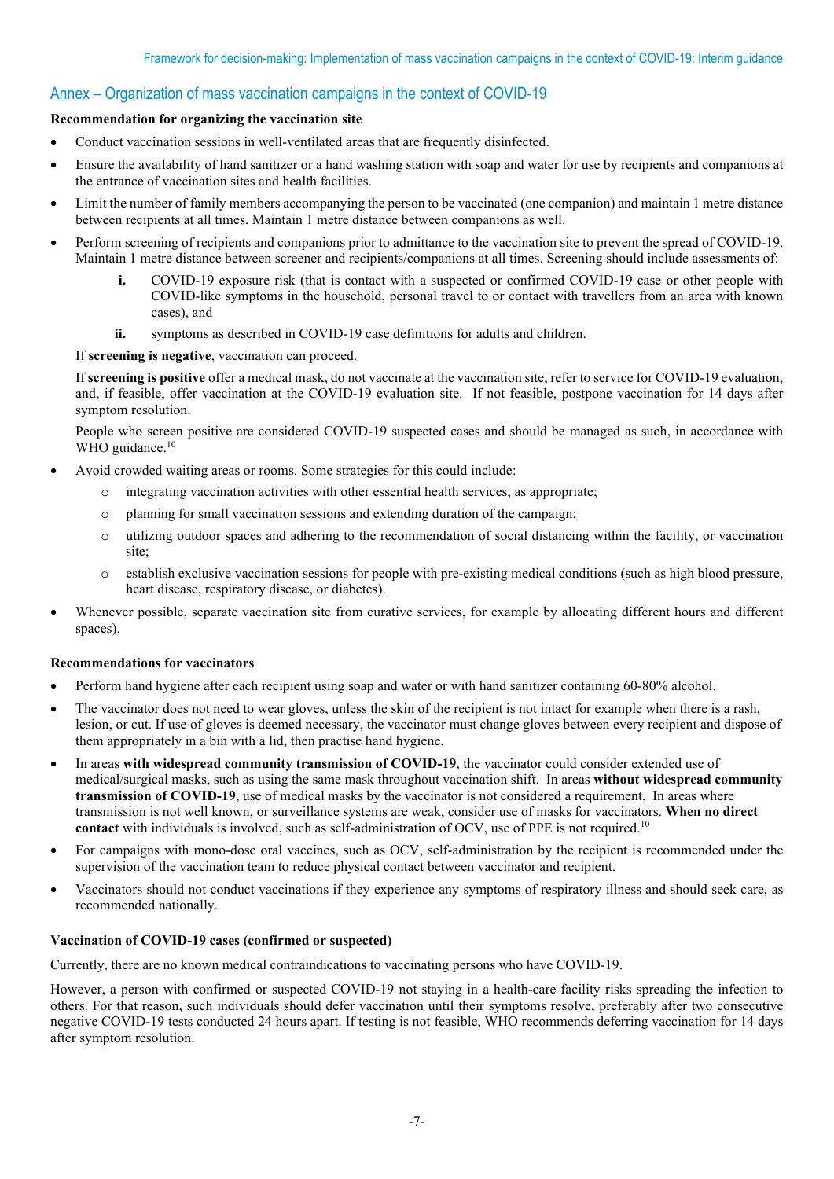## Annex – Organization of mass vaccination campaigns in the context of COVID-19

**Recommendation for organizing the vaccination site**

- Conduct vaccination sessions in well-ventilated areas that are frequently disinfected.
- Ensure the availability of hand sanitizer or a hand washing station with soap and water for use by recipients and companions at the entrance of vaccination sites and health facilities.
- Limit the number of family members accompanying the person to be vaccinated (one companion) and maintain 1 metre distance between recipients at all times. Maintain 1 metre distance between companions as well.
- Perform screening of recipients and companions prior to admittance to the vaccination site to prevent the spread of COVID-19. Maintain 1 metre distance between screener and recipients/companions at all times. Screening should include assessments of:
  - **i.** COVID-19 exposure risk (that is contact with a suspected or confirmed COVID-19 case or other people with COVID-like symptoms in the household, personal travel to or contact with travellers from an area with known cases), and
  - **ii.** symptoms as described in COVID-19 case definitions for adults and children.

  If **screening is negative**, vaccination can proceed.

  If **screening is positive** offer a medical mask, do not vaccinate at the vaccination site, refer to service for COVID-19 evaluation, and, if feasible, offer vaccination at the COVID-19 evaluation site. If not feasible, postpone vaccination for 14 days after symptom resolution.

  People who screen positive are considered COVID-19 suspected cases and should be managed as such, in accordance with WHO guidance.[10]
- Avoid crowded waiting areas or rooms. Some strategies for this could include:
  - integrating vaccination activities with other essential health services, as appropriate;
  - planning for small vaccination sessions and extending duration of the campaign;
  - utilizing outdoor spaces and adhering to the recommendation of social distancing within the facility, or vaccination site;
  - establish exclusive vaccination sessions for people with pre-existing medical conditions (such as high blood pressure, heart disease, respiratory disease, or diabetes).
- Whenever possible, separate vaccination site from curative services, for example by allocating different hours and different spaces).

**Recommendations for vaccinators**

- Perform hand hygiene after each recipient using soap and water or with hand sanitizer containing 60-80% alcohol.
- The vaccinator does not need to wear gloves, unless the skin of the recipient is not intact for example when there is a rash, lesion, or cut. If use of gloves is deemed necessary, the vaccinator must change gloves between every recipient and dispose of them appropriately in a bin with a lid, then practise hand hygiene.
- In areas **with widespread community transmission of COVID-19**, the vaccinator could consider extended use of medical/surgical masks, such as using the same mask throughout vaccination shift. In areas **without widespread community transmission of COVID-19**, use of medical masks by the vaccinator is not considered a requirement. In areas where transmission is not well known, or surveillance systems are weak, consider use of masks for vaccinators. **When no direct contact** with individuals is involved, such as self-administration of OCV, use of PPE is not required.[10]
- For campaigns with mono-dose oral vaccines, such as OCV, self-administration by the recipient is recommended under the supervision of the vaccination team to reduce physical contact between vaccinator and recipient.
- Vaccinators should not conduct vaccinations if they experience any symptoms of respiratory illness and should seek care, as recommended nationally.

**Vaccination of COVID-19 cases (confirmed or suspected)**

Currently, there are no known medical contraindications to vaccinating persons who have COVID-19.

However, a person with confirmed or suspected COVID-19 not staying in a health-care facility risks spreading the infection to others. For that reason, such individuals should defer vaccination until their symptoms resolve, preferably after two consecutive negative COVID-19 tests conducted 24 hours apart. If testing is not feasible, WHO recommends deferring vaccination for 14 days after symptom resolution.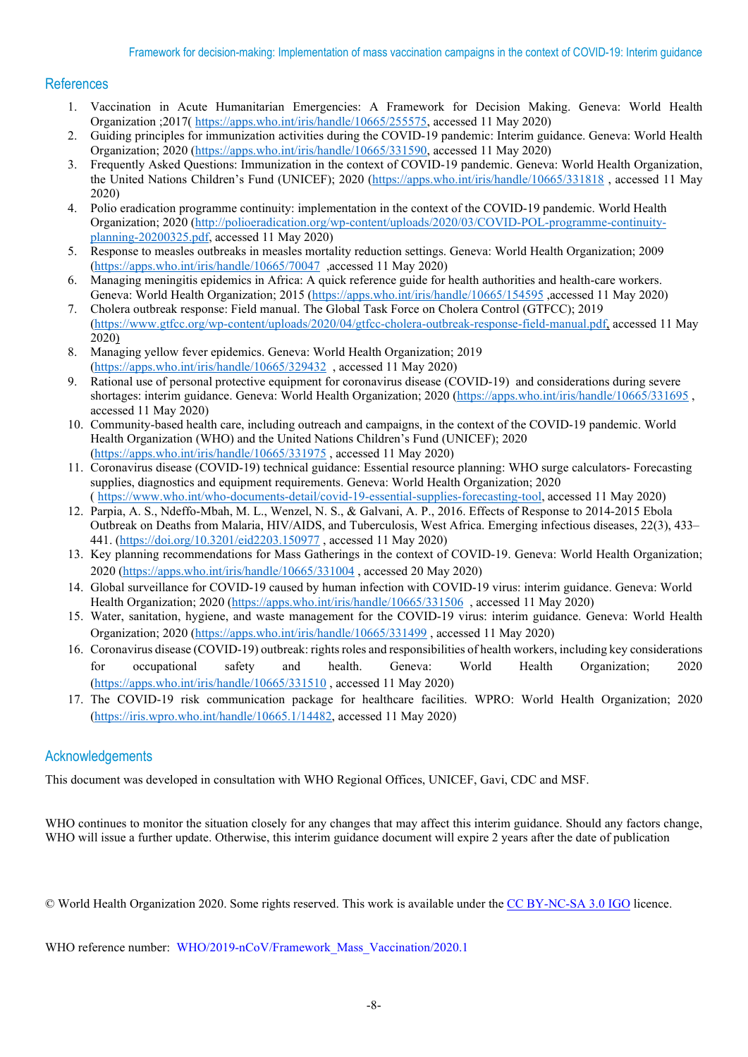## References

1. Vaccination in Acute Humanitarian Emergencies: A Framework for Decision Making. Geneva: World Health Organization ;2017( https://apps.who.int/iris/handle/10665/255575, accessed 11 May 2020)
2. Guiding principles for immunization activities during the COVID-19 pandemic: Interim guidance. Geneva: World Health Organization; 2020 (https://apps.who.int/iris/handle/10665/331590, accessed 11 May 2020)
3. Frequently Asked Questions: Immunization in the context of COVID-19 pandemic. Geneva: World Health Organization, the United Nations Children's Fund (UNICEF); 2020 (https://apps.who.int/iris/handle/10665/331818 , accessed 11 May 2020)
4. Polio eradication programme continuity: implementation in the context of the COVID-19 pandemic. World Health Organization; 2020 (http://polioeradication.org/wp-content/uploads/2020/03/COVID-POL-programme-continuity-planning-20200325.pdf, accessed 11 May 2020)
5. Response to measles outbreaks in measles mortality reduction settings. Geneva: World Health Organization; 2009 (https://apps.who.int/iris/handle/10665/70047 ,accessed 11 May 2020)
6. Managing meningitis epidemics in Africa: A quick reference guide for health authorities and health-care workers. Geneva: World Health Organization; 2015 (https://apps.who.int/iris/handle/10665/154595 ,accessed 11 May 2020)
7. Cholera outbreak response: Field manual. The Global Task Force on Cholera Control (GTFCC); 2019 (https://www.gtfcc.org/wp-content/uploads/2020/04/gtfcc-cholera-outbreak-response-field-manual.pdf, accessed 11 May 2020)
8. Managing yellow fever epidemics. Geneva: World Health Organization; 2019 (https://apps.who.int/iris/handle/10665/329432 , accessed 11 May 2020)
9. Rational use of personal protective equipment for coronavirus disease (COVID-19) and considerations during severe shortages: interim guidance. Geneva: World Health Organization; 2020 (https://apps.who.int/iris/handle/10665/331695 , accessed 11 May 2020)
10. Community-based health care, including outreach and campaigns, in the context of the COVID-19 pandemic. World Health Organization (WHO) and the United Nations Children's Fund (UNICEF); 2020 (https://apps.who.int/iris/handle/10665/331975 , accessed 11 May 2020)
11. Coronavirus disease (COVID-19) technical guidance: Essential resource planning: WHO surge calculators- Forecasting supplies, diagnostics and equipment requirements. Geneva: World Health Organization; 2020 ( https://www.who.int/who-documents-detail/covid-19-essential-supplies-forecasting-tool, accessed 11 May 2020)
12. Parpia, A. S., Ndeffo-Mbah, M. L., Wenzel, N. S., & Galvani, A. P., 2016. Effects of Response to 2014-2015 Ebola Outbreak on Deaths from Malaria, HIV/AIDS, and Tuberculosis, West Africa. Emerging infectious diseases, 22(3), 433–441. (https://doi.org/10.3201/eid2203.150977 , accessed 11 May 2020)
13. Key planning recommendations for Mass Gatherings in the context of COVID-19. Geneva: World Health Organization; 2020 (https://apps.who.int/iris/handle/10665/331004 , accessed 20 May 2020)
14. Global surveillance for COVID-19 caused by human infection with COVID-19 virus: interim guidance. Geneva: World Health Organization; 2020 (https://apps.who.int/iris/handle/10665/331506 , accessed 11 May 2020)
15. Water, sanitation, hygiene, and waste management for the COVID-19 virus: interim guidance. Geneva: World Health Organization; 2020 (https://apps.who.int/iris/handle/10665/331499 , accessed 11 May 2020)
16. Coronavirus disease (COVID-19) outbreak: rights roles and responsibilities of health workers, including key considerations for occupational safety and health. Geneva: World Health Organization; 2020 (https://apps.who.int/iris/handle/10665/331510 , accessed 11 May 2020)
17. The COVID-19 risk communication package for healthcare facilities. WPRO: World Health Organization; 2020 (https://iris.wpro.who.int/handle/10665.1/14482, accessed 11 May 2020)

## Acknowledgements

This document was developed in consultation with WHO Regional Offices, UNICEF, Gavi, CDC and MSF.

WHO continues to monitor the situation closely for any changes that may affect this interim guidance. Should any factors change, WHO will issue a further update. Otherwise, this interim guidance document will expire 2 years after the date of publication

© World Health Organization 2020. Some rights reserved. This work is available under the CC BY-NC-SA 3.0 IGO licence.

WHO reference number: WHO/2019-nCoV/Framework_Mass_Vaccination/2020.1